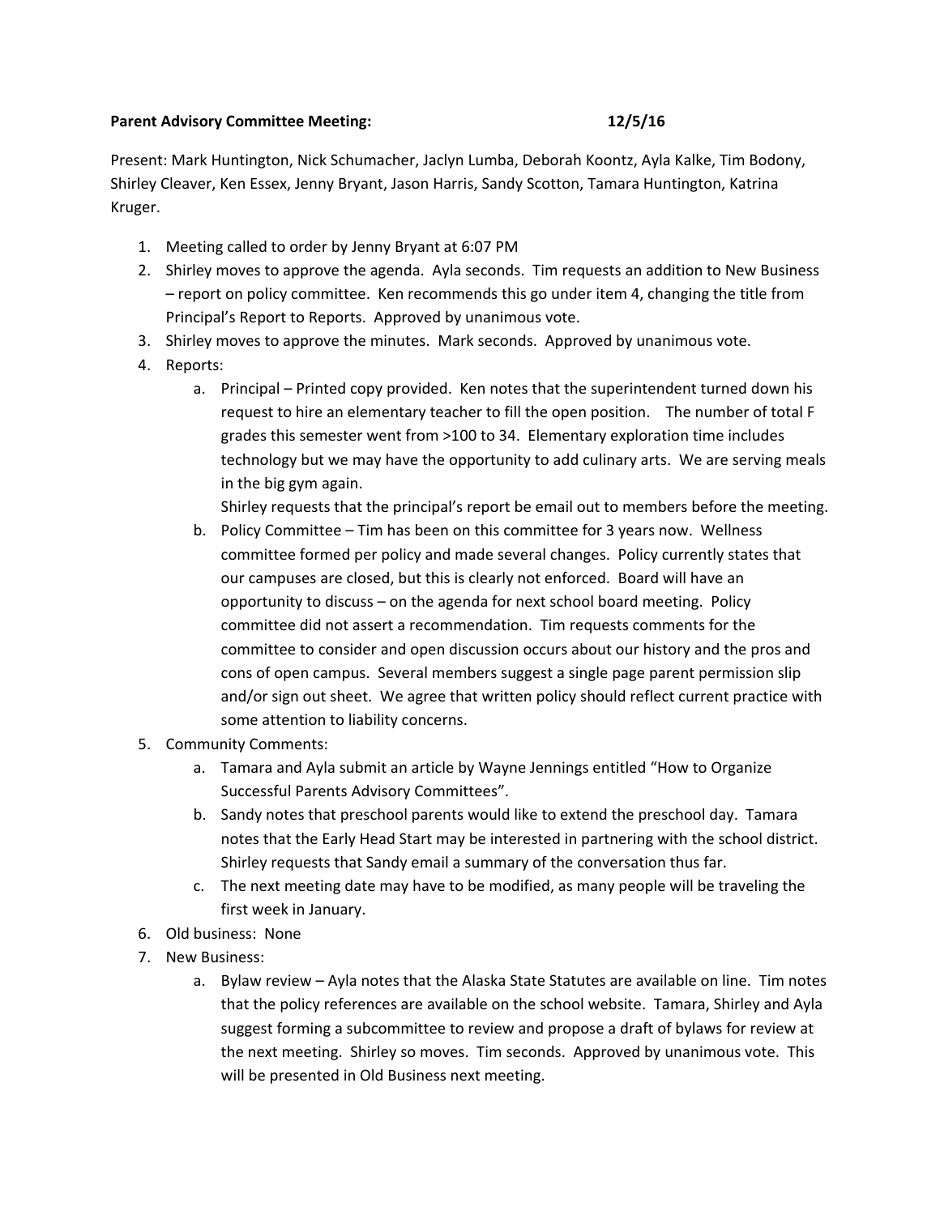**Parent Advisory Committee Meeting: 12/5/16**

Present: Mark Huntington, Nick Schumacher, Jaclyn Lumba, Deborah Koontz, Ayla Kalke, Tim Bodony, Shirley Cleaver, Ken Essex, Jenny Bryant, Jason Harris, Sandy Scotton, Tamara Huntington, Katrina Kruger.

1. Meeting called to order by Jenny Bryant at 6:07 PM
2. Shirley moves to approve the agenda. Ayla seconds. Tim requests an addition to New Business – report on policy committee. Ken recommends this go under item 4, changing the title from Principal's Report to Reports. Approved by unanimous vote.
3. Shirley moves to approve the minutes. Mark seconds. Approved by unanimous vote.
4. Reports:
   a. Principal – Printed copy provided. Ken notes that the superintendent turned down his request to hire an elementary teacher to fill the open position. The number of total F grades this semester went from >100 to 34. Elementary exploration time includes technology but we may have the opportunity to add culinary arts. We are serving meals in the big gym again.
      Shirley requests that the principal's report be email out to members before the meeting.
   b. Policy Committee – Tim has been on this committee for 3 years now. Wellness committee formed per policy and made several changes. Policy currently states that our campuses are closed, but this is clearly not enforced. Board will have an opportunity to discuss – on the agenda for next school board meeting. Policy committee did not assert a recommendation. Tim requests comments for the committee to consider and open discussion occurs about our history and the pros and cons of open campus. Several members suggest a single page parent permission slip and/or sign out sheet. We agree that written policy should reflect current practice with some attention to liability concerns.
5. Community Comments:
   a. Tamara and Ayla submit an article by Wayne Jennings entitled "How to Organize Successful Parents Advisory Committees".
   b. Sandy notes that preschool parents would like to extend the preschool day. Tamara notes that the Early Head Start may be interested in partnering with the school district. Shirley requests that Sandy email a summary of the conversation thus far.
   c. The next meeting date may have to be modified, as many people will be traveling the first week in January.
6. Old business: None
7. New Business:
   a. Bylaw review – Ayla notes that the Alaska State Statutes are available on line. Tim notes that the policy references are available on the school website. Tamara, Shirley and Ayla suggest forming a subcommittee to review and propose a draft of bylaws for review at the next meeting. Shirley so moves. Tim seconds. Approved by unanimous vote. This will be presented in Old Business next meeting.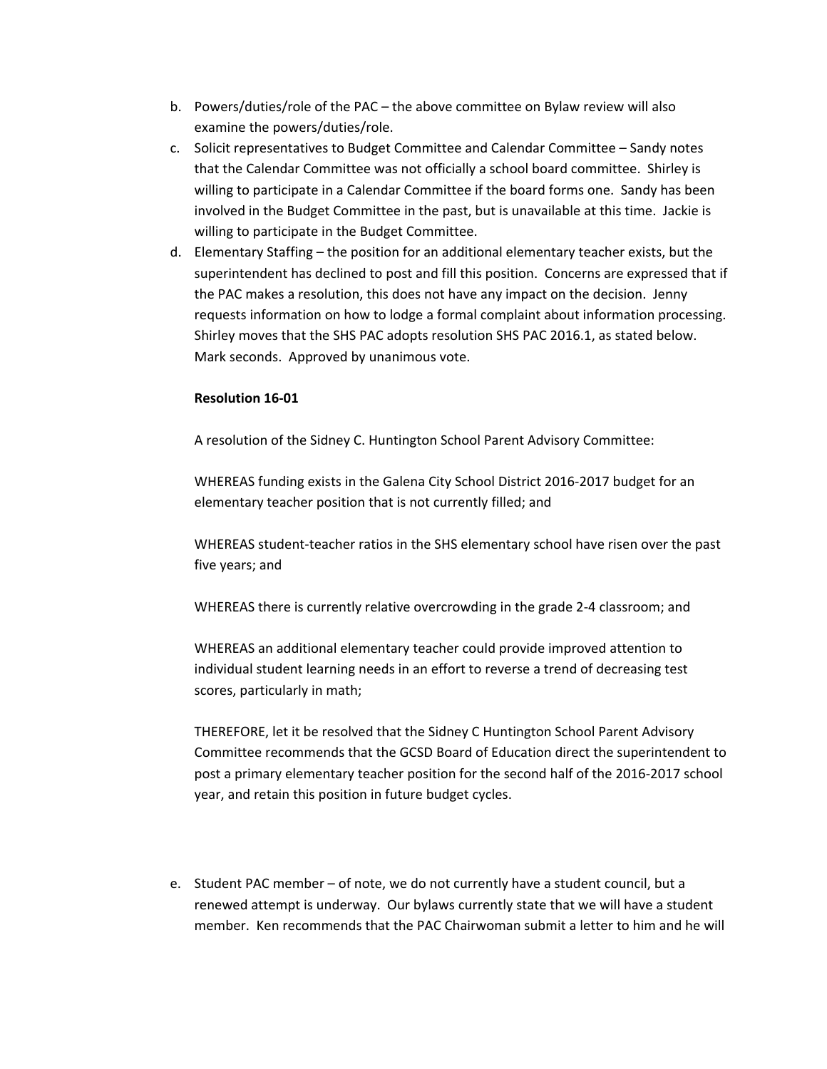b. Powers/duties/role of the PAC – the above committee on Bylaw review will also examine the powers/duties/role.

c. Solicit representatives to Budget Committee and Calendar Committee – Sandy notes that the Calendar Committee was not officially a school board committee. Shirley is willing to participate in a Calendar Committee if the board forms one. Sandy has been involved in the Budget Committee in the past, but is unavailable at this time. Jackie is willing to participate in the Budget Committee.

d. Elementary Staffing – the position for an additional elementary teacher exists, but the superintendent has declined to post and fill this position. Concerns are expressed that if the PAC makes a resolution, this does not have any impact on the decision. Jenny requests information on how to lodge a formal complaint about information processing. Shirley moves that the SHS PAC adopts resolution SHS PAC 2016.1, as stated below. Mark seconds. Approved by unanimous vote.

   **Resolution 16-01**

   A resolution of the Sidney C. Huntington School Parent Advisory Committee:

   WHEREAS funding exists in the Galena City School District 2016-2017 budget for an elementary teacher position that is not currently filled; and

   WHEREAS student-teacher ratios in the SHS elementary school have risen over the past five years; and

   WHEREAS there is currently relative overcrowding in the grade 2-4 classroom; and

   WHEREAS an additional elementary teacher could provide improved attention to individual student learning needs in an effort to reverse a trend of decreasing test scores, particularly in math;

   THEREFORE, let it be resolved that the Sidney C Huntington School Parent Advisory Committee recommends that the GCSD Board of Education direct the superintendent to post a primary elementary teacher position for the second half of the 2016-2017 school year, and retain this position in future budget cycles.

e. Student PAC member – of note, we do not currently have a student council, but a renewed attempt is underway. Our bylaws currently state that we will have a student member. Ken recommends that the PAC Chairwoman submit a letter to him and he will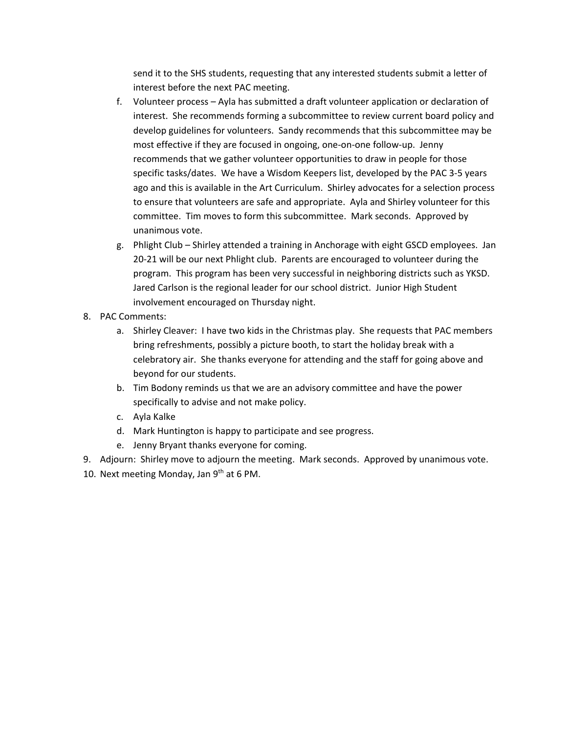send it to the SHS students, requesting that any interested students submit a letter of interest before the next PAC meeting.

f. Volunteer process – Ayla has submitted a draft volunteer application or declaration of interest. She recommends forming a subcommittee to review current board policy and develop guidelines for volunteers. Sandy recommends that this subcommittee may be most effective if they are focused in ongoing, one-on-one follow-up. Jenny recommends that we gather volunteer opportunities to draw in people for those specific tasks/dates. We have a Wisdom Keepers list, developed by the PAC 3-5 years ago and this is available in the Art Curriculum. Shirley advocates for a selection process to ensure that volunteers are safe and appropriate. Ayla and Shirley volunteer for this committee. Tim moves to form this subcommittee. Mark seconds. Approved by unanimous vote.

g. Phlight Club – Shirley attended a training in Anchorage with eight GSCD employees. Jan 20-21 will be our next Phlight club. Parents are encouraged to volunteer during the program. This program has been very successful in neighboring districts such as YKSD. Jared Carlson is the regional leader for our school district. Junior High Student involvement encouraged on Thursday night.

8. PAC Comments:
   a. Shirley Cleaver: I have two kids in the Christmas play. She requests that PAC members bring refreshments, possibly a picture booth, to start the holiday break with a celebratory air. She thanks everyone for attending and the staff for going above and beyond for our students.
   b. Tim Bodony reminds us that we are an advisory committee and have the power specifically to advise and not make policy.
   c. Ayla Kalke
   d. Mark Huntington is happy to participate and see progress.
   e. Jenny Bryant thanks everyone for coming.
9. Adjourn: Shirley move to adjourn the meeting. Mark seconds. Approved by unanimous vote.
10. Next meeting Monday, Jan 9th at 6 PM.